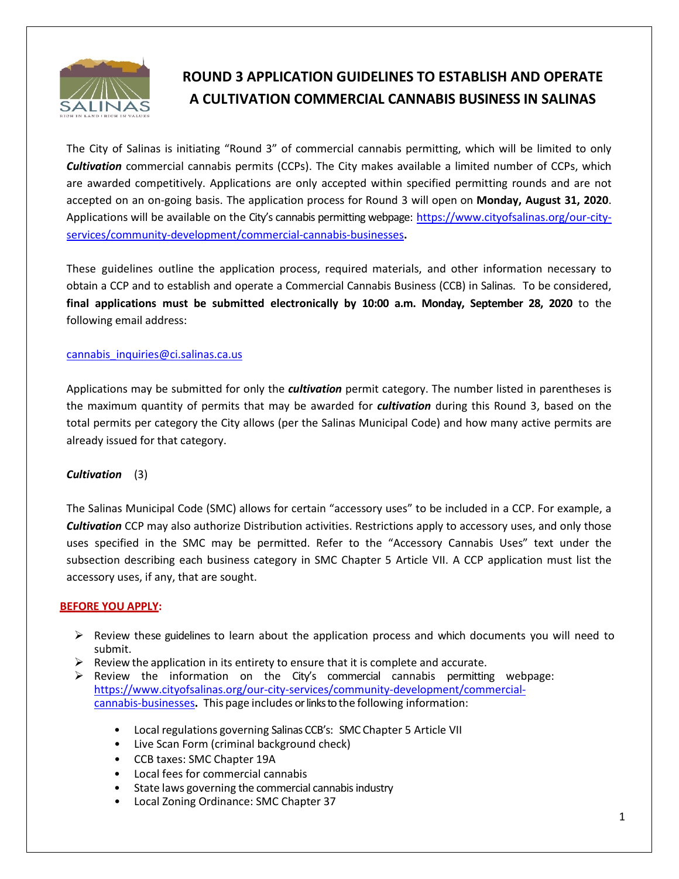# ROUND 3 APPLICATION GUIDELINES TO ESTABLISH AND OPERATE A CULTIVATION COMMERCIAL CANNABIS BUSINESS IN SALINAS

The City of Salinas is initiating "Round 3" of commercial cannabis permitting, which will be limited to only ***Cultivation*** commercial cannabis permits (CCPs). The City makes available a limited number of CCPs, which are awarded competitively. Applications are only accepted within specified permitting rounds and are not accepted on an on-going basis. The application process for Round 3 will open on **Monday, August 31, 2020**. Applications will be available on the City's cannabis permitting webpage: https://www.cityofsalinas.org/our-city-services/community-development/commercial-cannabis-businesses**.**

These guidelines outline the application process, required materials, and other information necessary to obtain a CCP and to establish and operate a Commercial Cannabis Business (CCB) in Salinas. To be considered, **final applications must be submitted electronically by 10:00 a.m. Monday, September 28, 2020** to the following email address:

cannabis_inquiries@ci.salinas.ca.us

Applications may be submitted for only the ***cultivation*** permit category. The number listed in parentheses is the maximum quantity of permits that may be awarded for ***cultivation*** during this Round 3, based on the total permits per category the City allows (per the Salinas Municipal Code) and how many active permits are already issued for that category.

***Cultivation*** (3)

The Salinas Municipal Code (SMC) allows for certain "accessory uses" to be included in a CCP. For example, a ***Cultivation*** CCP may also authorize Distribution activities. Restrictions apply to accessory uses, and only those uses specified in the SMC may be permitted. Refer to the "Accessory Cannabis Uses" text under the subsection describing each business category in SMC Chapter 5 Article VII. A CCP application must list the accessory uses, if any, that are sought.

**BEFORE YOU APPLY:**

- Review these guidelines to learn about the application process and which documents you will need to submit.
- Review the application in its entirety to ensure that it is complete and accurate.
- Review the information on the City's commercial cannabis permitting webpage: https://www.cityofsalinas.org/our-city-services/community-development/commercial-cannabis-businesses**.** This page includes or links to the following information:
  - Local regulations governing Salinas CCB's: SMC Chapter 5 Article VII
  - Live Scan Form (criminal background check)
  - CCB taxes: SMC Chapter 19A
  - Local fees for commercial cannabis
  - State laws governing the commercial cannabis industry
  - Local Zoning Ordinance: SMC Chapter 37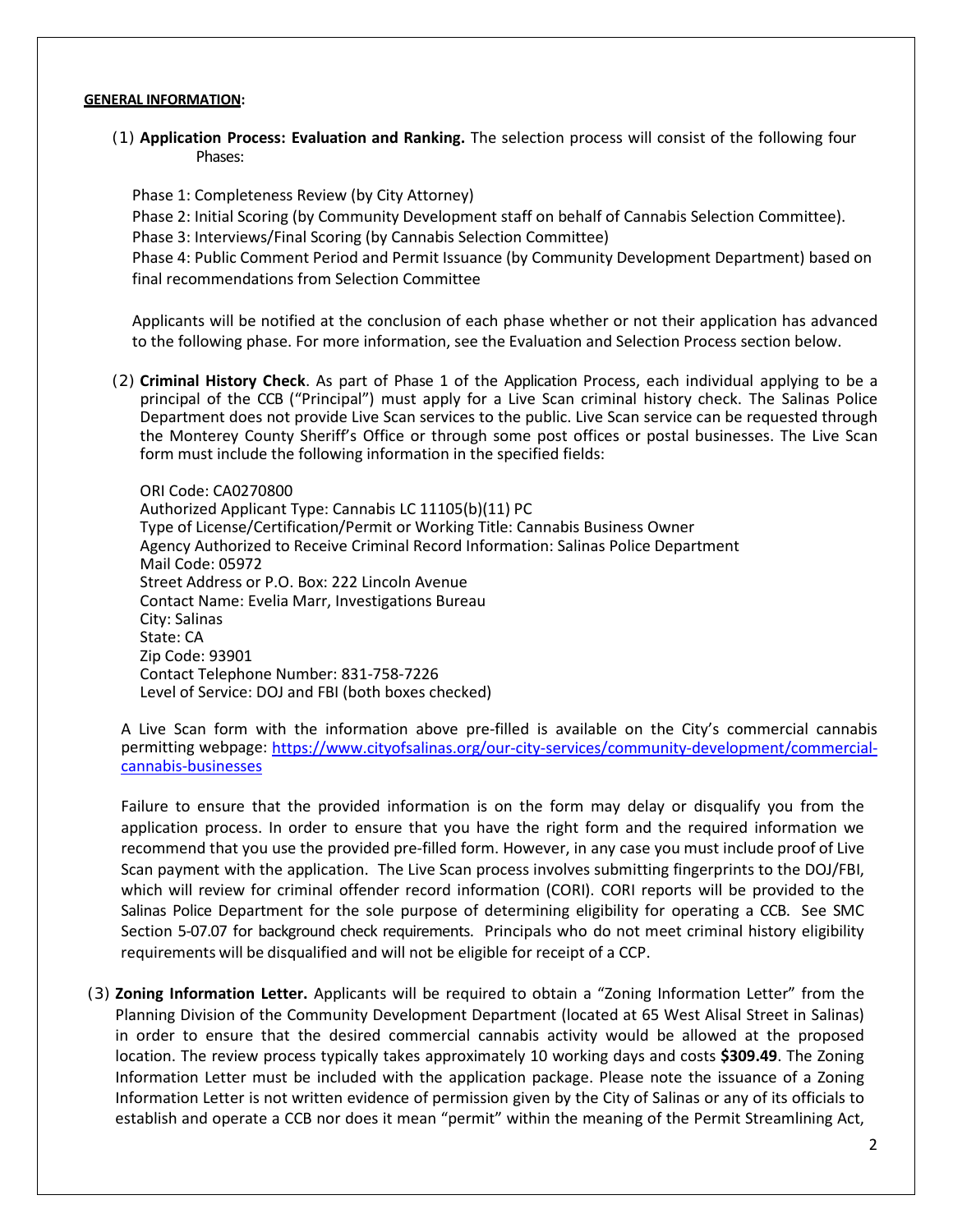**GENERAL INFORMATION:**

(1) **Application Process: Evaluation and Ranking.** The selection process will consist of the following four Phases:

Phase 1: Completeness Review (by City Attorney)
Phase 2: Initial Scoring (by Community Development staff on behalf of Cannabis Selection Committee).
Phase 3: Interviews/Final Scoring (by Cannabis Selection Committee)
Phase 4: Public Comment Period and Permit Issuance (by Community Development Department) based on final recommendations from Selection Committee

Applicants will be notified at the conclusion of each phase whether or not their application has advanced to the following phase. For more information, see the Evaluation and Selection Process section below.

(2) **Criminal History Check**. As part of Phase 1 of the Application Process, each individual applying to be a principal of the CCB ("Principal") must apply for a Live Scan criminal history check. The Salinas Police Department does not provide Live Scan services to the public. Live Scan service can be requested through the Monterey County Sheriff's Office or through some post offices or postal businesses. The Live Scan form must include the following information in the specified fields:

ORI Code: CA0270800
Authorized Applicant Type: Cannabis LC 11105(b)(11) PC
Type of License/Certification/Permit or Working Title: Cannabis Business Owner
Agency Authorized to Receive Criminal Record Information: Salinas Police Department
Mail Code: 05972
Street Address or P.O. Box: 222 Lincoln Avenue
Contact Name: Evelia Marr, Investigations Bureau
City: Salinas
State: CA
Zip Code: 93901
Contact Telephone Number: 831-758-7226
Level of Service: DOJ and FBI (both boxes checked)

A Live Scan form with the information above pre-filled is available on the City's commercial cannabis permitting webpage: https://www.cityofsalinas.org/our-city-services/community-development/commercial-cannabis-businesses

Failure to ensure that the provided information is on the form may delay or disqualify you from the application process. In order to ensure that you have the right form and the required information we recommend that you use the provided pre-filled form. However, in any case you must include proof of Live Scan payment with the application. The Live Scan process involves submitting fingerprints to the DOJ/FBI, which will review for criminal offender record information (CORI). CORI reports will be provided to the Salinas Police Department for the sole purpose of determining eligibility for operating a CCB. See SMC Section 5-07.07 for background check requirements. Principals who do not meet criminal history eligibility requirements will be disqualified and will not be eligible for receipt of a CCP.

(3) **Zoning Information Letter.** Applicants will be required to obtain a "Zoning Information Letter" from the Planning Division of the Community Development Department (located at 65 West Alisal Street in Salinas) in order to ensure that the desired commercial cannabis activity would be allowed at the proposed location. The review process typically takes approximately 10 working days and costs **$309.49**. The Zoning Information Letter must be included with the application package. Please note the issuance of a Zoning Information Letter is not written evidence of permission given by the City of Salinas or any of its officials to establish and operate a CCB nor does it mean "permit" within the meaning of the Permit Streamlining Act,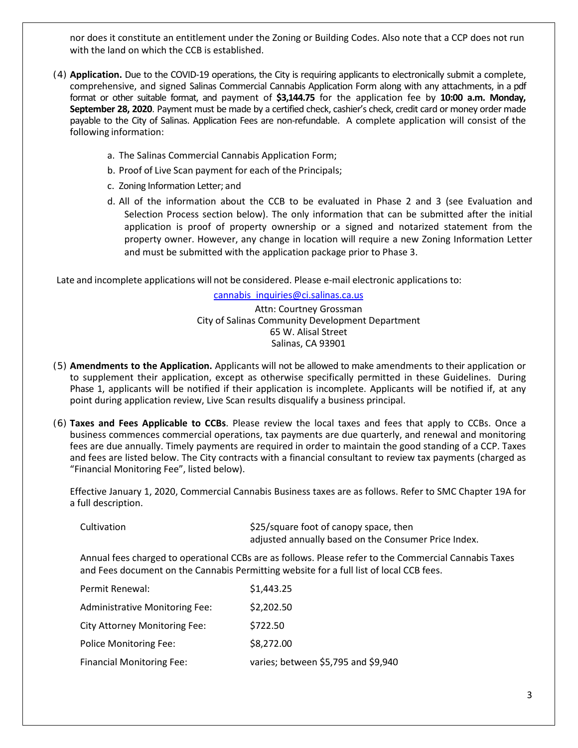nor does it constitute an entitlement under the Zoning or Building Codes. Also note that a CCP does not run with the land on which the CCB is established.

(4) **Application.** Due to the COVID-19 operations, the City is requiring applicants to electronically submit a complete, comprehensive, and signed Salinas Commercial Cannabis Application Form along with any attachments, in a pdf format or other suitable format, and payment of **$3,144.75** for the application fee by **10:00 a.m. Monday, September 28, 2020**. Payment must be made by a certified check, cashier's check, credit card or money order made payable to the City of Salinas. Application Fees are non-refundable. A complete application will consist of the following information:

a. The Salinas Commercial Cannabis Application Form;

b. Proof of Live Scan payment for each of the Principals;

c. Zoning Information Letter; and

d. All of the information about the CCB to be evaluated in Phase 2 and 3 (see Evaluation and Selection Process section below). The only information that can be submitted after the initial application is proof of property ownership or a signed and notarized statement from the property owner. However, any change in location will require a new Zoning Information Letter and must be submitted with the application package prior to Phase 3.

Late and incomplete applications will not be considered. Please e-mail electronic applications to:

cannabis_inquiries@ci.salinas.ca.us
Attn: Courtney Grossman
City of Salinas Community Development Department
65 W. Alisal Street
Salinas, CA 93901

(5) **Amendments to the Application.** Applicants will not be allowed to make amendments to their application or to supplement their application, except as otherwise specifically permitted in these Guidelines. During Phase 1, applicants will be notified if their application is incomplete. Applicants will be notified if, at any point during application review, Live Scan results disqualify a business principal.

(6) **Taxes and Fees Applicable to CCBs**. Please review the local taxes and fees that apply to CCBs. Once a business commences commercial operations, tax payments are due quarterly, and renewal and monitoring fees are due annually. Timely payments are required in order to maintain the good standing of a CCP. Taxes and fees are listed below. The City contracts with a financial consultant to review tax payments (charged as "Financial Monitoring Fee", listed below).

Effective January 1, 2020, Commercial Cannabis Business taxes are as follows. Refer to SMC Chapter 19A for a full description.

| | |
|---|---|
| Cultivation | $25/square foot of canopy space, then adjusted annually based on the Consumer Price Index. |

Annual fees charged to operational CCBs are as follows. Please refer to the Commercial Cannabis Taxes and Fees document on the Cannabis Permitting website for a full list of local CCB fees.

| | |
|---|---|
| Permit Renewal: | $1,443.25 |
| Administrative Monitoring Fee: | $2,202.50 |
| City Attorney Monitoring Fee: | $722.50 |
| Police Monitoring Fee: | $8,272.00 |
| Financial Monitoring Fee: | varies; between $5,795 and $9,940 |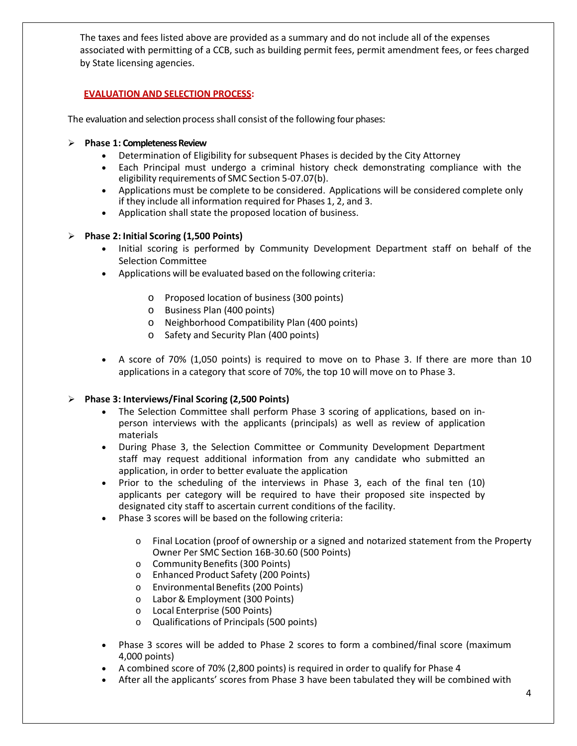The taxes and fees listed above are provided as a summary and do not include all of the expenses associated with permitting of a CCB, such as building permit fees, permit amendment fees, or fees charged by State licensing agencies.

## EVALUATION AND SELECTION PROCESS:

The evaluation and selection process shall consist of the following four phases:

- **Phase 1: Completeness Review**
  - Determination of Eligibility for subsequent Phases is decided by the City Attorney
  - Each Principal must undergo a criminal history check demonstrating compliance with the eligibility requirements of SMC Section 5-07.07(b).
  - Applications must be complete to be considered. Applications will be considered complete only if they include all information required for Phases 1, 2, and 3.
  - Application shall state the proposed location of business.

- **Phase 2: Initial Scoring (1,500 Points)**
  - Initial scoring is performed by Community Development Department staff on behalf of the Selection Committee
  - Applications will be evaluated based on the following criteria:
    - Proposed location of business (300 points)
    - Business Plan (400 points)
    - Neighborhood Compatibility Plan (400 points)
    - Safety and Security Plan (400 points)
  - A score of 70% (1,050 points) is required to move on to Phase 3. If there are more than 10 applications in a category that score of 70%, the top 10 will move on to Phase 3.

- **Phase 3: Interviews/Final Scoring (2,500 Points)**
  - The Selection Committee shall perform Phase 3 scoring of applications, based on in-person interviews with the applicants (principals) as well as review of application materials
  - During Phase 3, the Selection Committee or Community Development Department staff may request additional information from any candidate who submitted an application, in order to better evaluate the application
  - Prior to the scheduling of the interviews in Phase 3, each of the final ten (10) applicants per category will be required to have their proposed site inspected by designated city staff to ascertain current conditions of the facility.
  - Phase 3 scores will be based on the following criteria:
    - Final Location (proof of ownership or a signed and notarized statement from the Property Owner Per SMC Section 16B-30.60 (500 Points)
    - Community Benefits (300 Points)
    - Enhanced Product Safety (200 Points)
    - Environmental Benefits (200 Points)
    - Labor & Employment (300 Points)
    - Local Enterprise (500 Points)
    - Qualifications of Principals (500 points)
  - Phase 3 scores will be added to Phase 2 scores to form a combined/final score (maximum 4,000 points)
  - A combined score of 70% (2,800 points) is required in order to qualify for Phase 4
  - After all the applicants' scores from Phase 3 have been tabulated they will be combined with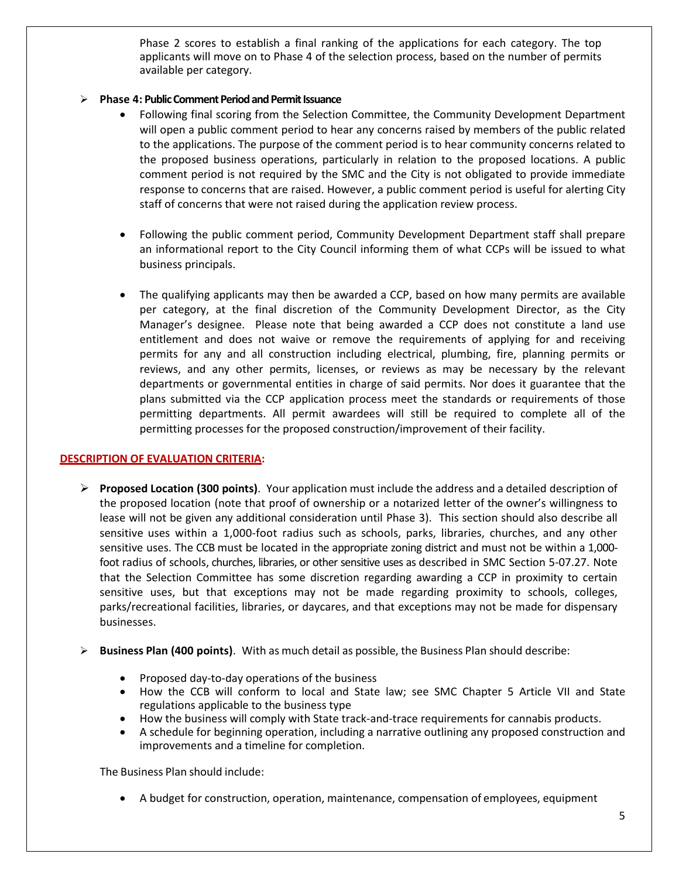Phase 2 scores to establish a final ranking of the applications for each category. The top applicants will move on to Phase 4 of the selection process, based on the number of permits available per category.

- **Phase 4: Public Comment Period and Permit Issuance**
  - Following final scoring from the Selection Committee, the Community Development Department will open a public comment period to hear any concerns raised by members of the public related to the applications. The purpose of the comment period is to hear community concerns related to the proposed business operations, particularly in relation to the proposed locations. A public comment period is not required by the SMC and the City is not obligated to provide immediate response to concerns that are raised. However, a public comment period is useful for alerting City staff of concerns that were not raised during the application review process.
  - Following the public comment period, Community Development Department staff shall prepare an informational report to the City Council informing them of what CCPs will be issued to what business principals.
  - The qualifying applicants may then be awarded a CCP, based on how many permits are available per category, at the final discretion of the Community Development Director, as the City Manager's designee. Please note that being awarded a CCP does not constitute a land use entitlement and does not waive or remove the requirements of applying for and receiving permits for any and all construction including electrical, plumbing, fire, planning permits or reviews, and any other permits, licenses, or reviews as may be necessary by the relevant departments or governmental entities in charge of said permits. Nor does it guarantee that the plans submitted via the CCP application process meet the standards or requirements of those permitting departments. All permit awardees will still be required to complete all of the permitting processes for the proposed construction/improvement of their facility.

## DESCRIPTION OF EVALUATION CRITERIA:

- **Proposed Location (300 points)**. Your application must include the address and a detailed description of the proposed location (note that proof of ownership or a notarized letter of the owner's willingness to lease will not be given any additional consideration until Phase 3). This section should also describe all sensitive uses within a 1,000-foot radius such as schools, parks, libraries, churches, and any other sensitive uses. The CCB must be located in the appropriate zoning district and must not be within a 1,000-foot radius of schools, churches, libraries, or other sensitive uses as described in SMC Section 5-07.27. Note that the Selection Committee has some discretion regarding awarding a CCP in proximity to certain sensitive uses, but that exceptions may not be made regarding proximity to schools, colleges, parks/recreational facilities, libraries, or daycares, and that exceptions may not be made for dispensary businesses.

- **Business Plan (400 points)**. With as much detail as possible, the Business Plan should describe:

  - Proposed day-to-day operations of the business
  - How the CCB will conform to local and State law; see SMC Chapter 5 Article VII and State regulations applicable to the business type
  - How the business will comply with State track-and-trace requirements for cannabis products.
  - A schedule for beginning operation, including a narrative outlining any proposed construction and improvements and a timeline for completion.

  The Business Plan should include:

  - A budget for construction, operation, maintenance, compensation of employees, equipment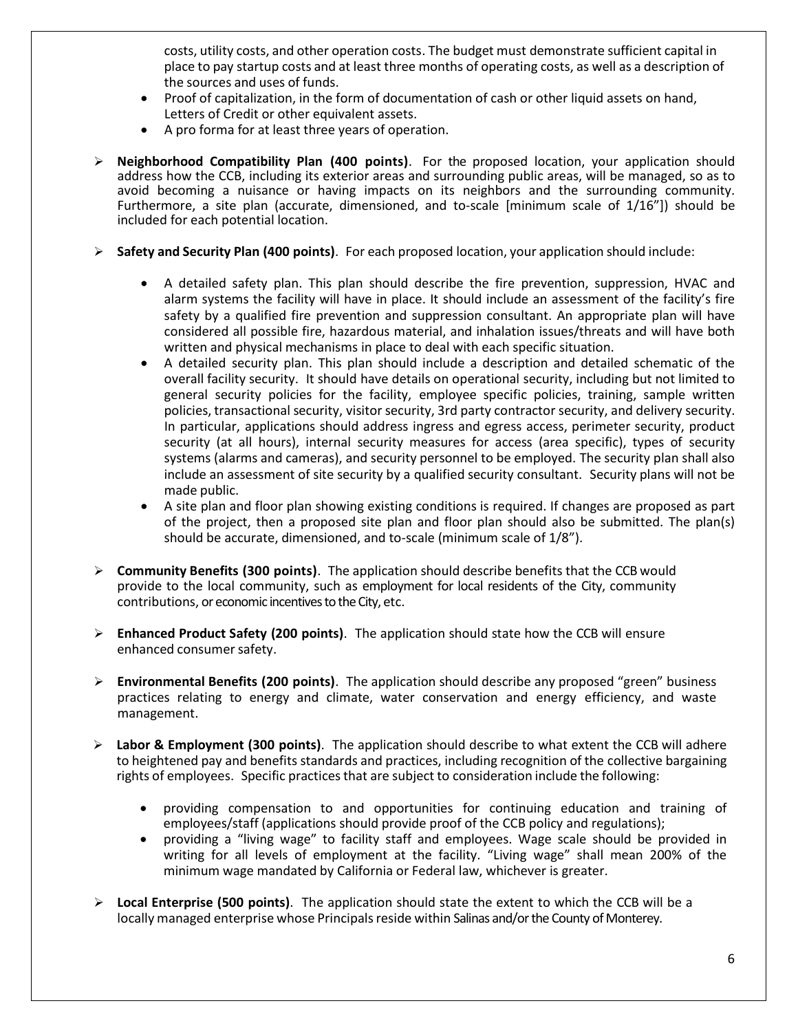costs, utility costs, and other operation costs. The budget must demonstrate sufficient capital in place to pay startup costs and at least three months of operating costs, as well as a description of the sources and uses of funds.

- Proof of capitalization, in the form of documentation of cash or other liquid assets on hand, Letters of Credit or other equivalent assets.
- A pro forma for at least three years of operation.

- **Neighborhood Compatibility Plan (400 points)**. For the proposed location, your application should address how the CCB, including its exterior areas and surrounding public areas, will be managed, so as to avoid becoming a nuisance or having impacts on its neighbors and the surrounding community. Furthermore, a site plan (accurate, dimensioned, and to-scale [minimum scale of 1/16"]) should be included for each potential location.

- **Safety and Security Plan (400 points)**. For each proposed location, your application should include:

  - A detailed safety plan. This plan should describe the fire prevention, suppression, HVAC and alarm systems the facility will have in place. It should include an assessment of the facility's fire safety by a qualified fire prevention and suppression consultant. An appropriate plan will have considered all possible fire, hazardous material, and inhalation issues/threats and will have both written and physical mechanisms in place to deal with each specific situation.
  - A detailed security plan. This plan should include a description and detailed schematic of the overall facility security. It should have details on operational security, including but not limited to general security policies for the facility, employee specific policies, training, sample written policies, transactional security, visitor security, 3rd party contractor security, and delivery security. In particular, applications should address ingress and egress access, perimeter security, product security (at all hours), internal security measures for access (area specific), types of security systems (alarms and cameras), and security personnel to be employed. The security plan shall also include an assessment of site security by a qualified security consultant. Security plans will not be made public.
  - A site plan and floor plan showing existing conditions is required. If changes are proposed as part of the project, then a proposed site plan and floor plan should also be submitted. The plan(s) should be accurate, dimensioned, and to-scale (minimum scale of 1/8").

- **Community Benefits (300 points)**. The application should describe benefits that the CCB would provide to the local community, such as employment for local residents of the City, community contributions, or economic incentives to the City, etc.

- **Enhanced Product Safety (200 points)**. The application should state how the CCB will ensure enhanced consumer safety.

- **Environmental Benefits (200 points)**. The application should describe any proposed "green" business practices relating to energy and climate, water conservation and energy efficiency, and waste management.

- **Labor & Employment (300 points)**. The application should describe to what extent the CCB will adhere to heightened pay and benefits standards and practices, including recognition of the collective bargaining rights of employees. Specific practices that are subject to consideration include the following:

  - providing compensation to and opportunities for continuing education and training of employees/staff (applications should provide proof of the CCB policy and regulations);
  - providing a "living wage" to facility staff and employees. Wage scale should be provided in writing for all levels of employment at the facility. "Living wage" shall mean 200% of the minimum wage mandated by California or Federal law, whichever is greater.

- **Local Enterprise (500 points)**. The application should state the extent to which the CCB will be a locally managed enterprise whose Principals reside within Salinas and/or the County of Monterey.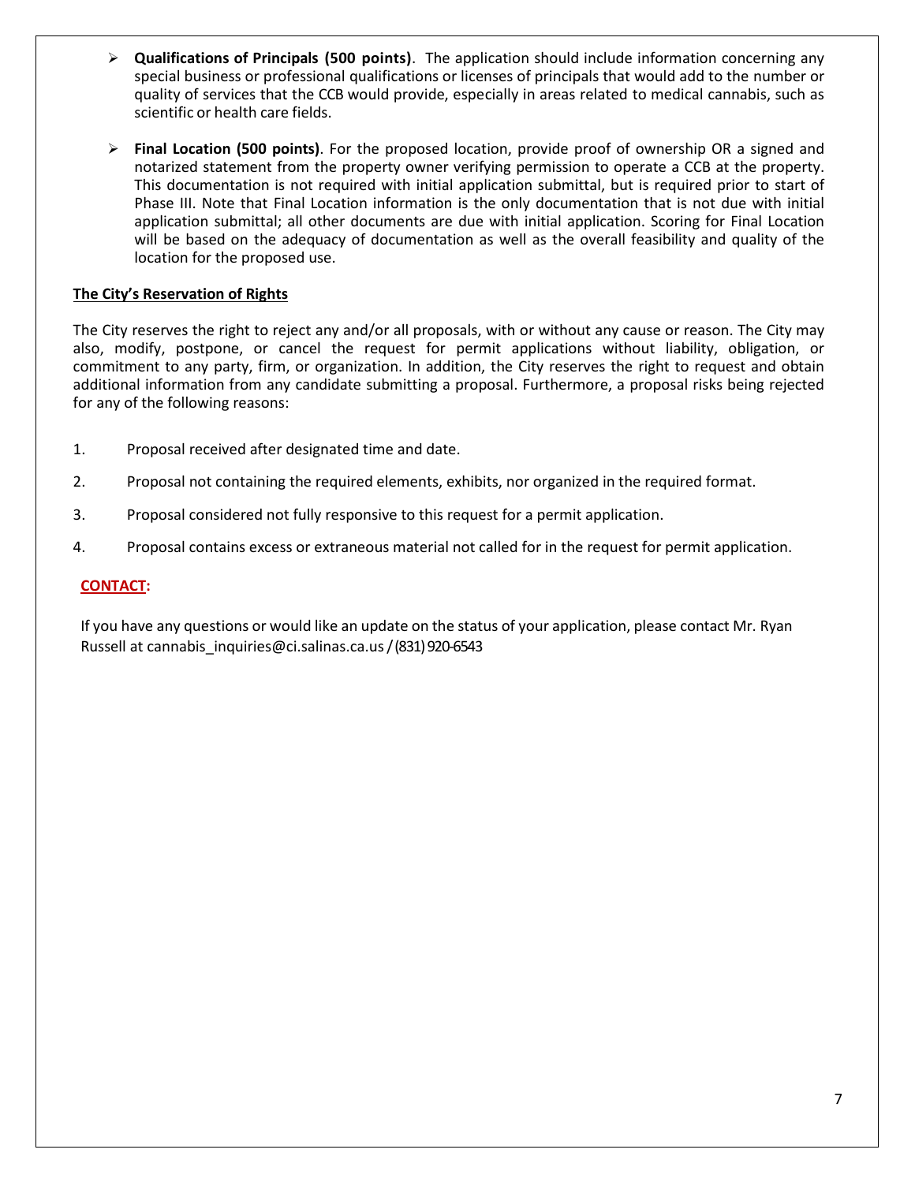- **Qualifications of Principals (500 points)**. The application should include information concerning any special business or professional qualifications or licenses of principals that would add to the number or quality of services that the CCB would provide, especially in areas related to medical cannabis, such as scientific or health care fields.

- **Final Location (500 points)**. For the proposed location, provide proof of ownership OR a signed and notarized statement from the property owner verifying permission to operate a CCB at the property. This documentation is not required with initial application submittal, but is required prior to start of Phase III. Note that Final Location information is the only documentation that is not due with initial application submittal; all other documents are due with initial application. Scoring for Final Location will be based on the adequacy of documentation as well as the overall feasibility and quality of the location for the proposed use.

**The City's Reservation of Rights**

The City reserves the right to reject any and/or all proposals, with or without any cause or reason. The City may also, modify, postpone, or cancel the request for permit applications without liability, obligation, or commitment to any party, firm, or organization. In addition, the City reserves the right to request and obtain additional information from any candidate submitting a proposal. Furthermore, a proposal risks being rejected for any of the following reasons:

1. Proposal received after designated time and date.
2. Proposal not containing the required elements, exhibits, nor organized in the required format.
3. Proposal considered not fully responsive to this request for a permit application.
4. Proposal contains excess or extraneous material not called for in the request for permit application.

**CONTACT:**

If you have any questions or would like an update on the status of your application, please contact Mr. Ryan Russell at cannabis_inquiries@ci.salinas.ca.us / (831) 920-6543